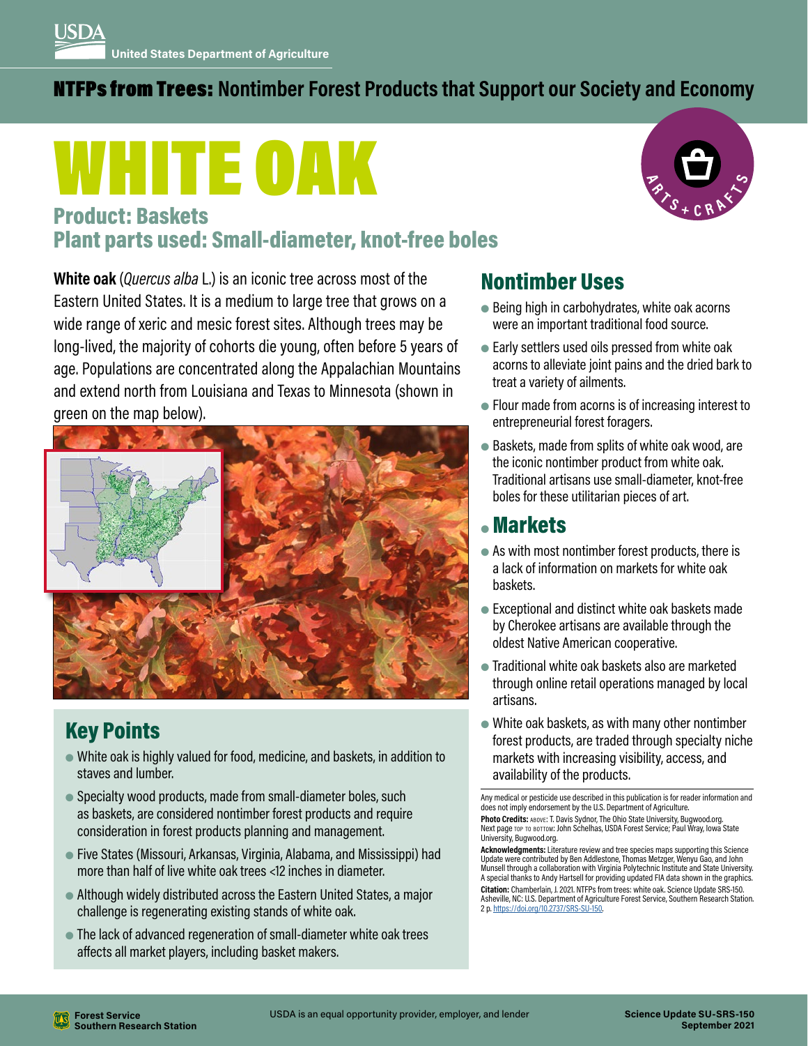USDA United States Department of Agriculture

# NTFPs from Trees: Nontimber Forest Products that Support our Society and Economy

# WHITE OAK

ARTS + CRAFTS

## Product: Baskets
## Plant parts used: Small-diameter, knot-free boles

**White oak** (*Quercus alba* L.) is an iconic tree across most of the Eastern United States. It is a medium to large tree that grows on a wide range of xeric and mesic forest sites. Although trees may be long-lived, the majority of cohorts die young, often before 5 years of age. Populations are concentrated along the Appalachian Mountains and extend north from Louisiana and Texas to Minnesota (shown in green on the map below).

## Key Points

- White oak is highly valued for food, medicine, and baskets, in addition to staves and lumber.
- Specialty wood products, made from small-diameter boles, such as baskets, are considered nontimber forest products and require consideration in forest products planning and management.
- Five States (Missouri, Arkansas, Virginia, Alabama, and Mississippi) had more than half of live white oak trees <12 inches in diameter.
- Although widely distributed across the Eastern United States, a major challenge is regenerating existing stands of white oak.
- The lack of advanced regeneration of small-diameter white oak trees affects all market players, including basket makers.

## Nontimber Uses

- Being high in carbohydrates, white oak acorns were an important traditional food source.
- Early settlers used oils pressed from white oak acorns to alleviate joint pains and the dried bark to treat a variety of ailments.
- Flour made from acorns is of increasing interest to entrepreneurial forest foragers.
- Baskets, made from splits of white oak wood, are the iconic nontimber product from white oak. Traditional artisans use small-diameter, knot-free boles for these utilitarian pieces of art.

## Markets

- As with most nontimber forest products, there is a lack of information on markets for white oak baskets.
- Exceptional and distinct white oak baskets made by Cherokee artisans are available through the oldest Native American cooperative.
- Traditional white oak baskets also are marketed through online retail operations managed by local artisans.
- White oak baskets, as with many other nontimber forest products, are traded through specialty niche markets with increasing visibility, access, and availability of the products.

Any medical or pesticide use described in this publication is for reader information and does not imply endorsement by the U.S. Department of Agriculture.

**Photo Credits:** ABOVE: T. Davis Sydnor, The Ohio State University, Bugwood.org. Next page TOP TO BOTTOM: John Schelhas, USDA Forest Service; Paul Wray, Iowa State University, Bugwood.org.

**Acknowledgments:** Literature review and tree species maps supporting this Science Update were contributed by Ben Addlestone, Thomas Metzger, Wenyu Gao, and John Munsell through a collaboration with Virginia Polytechnic Institute and State University. A special thanks to Andy Hartsell for providing updated FIA data shown in the graphics.

**Citation:** Chamberlain, J. 2021. NTFPs from trees: white oak. Science Update SRS-150. Asheville, NC: U.S. Department of Agriculture Forest Service, Southern Research Station. 2 p. https://doi.org/10.2737/SRS-SU-150.

Forest Service Southern Research Station

USDA is an equal opportunity provider, employer, and lender

Science Update SU-SRS-150
September 2021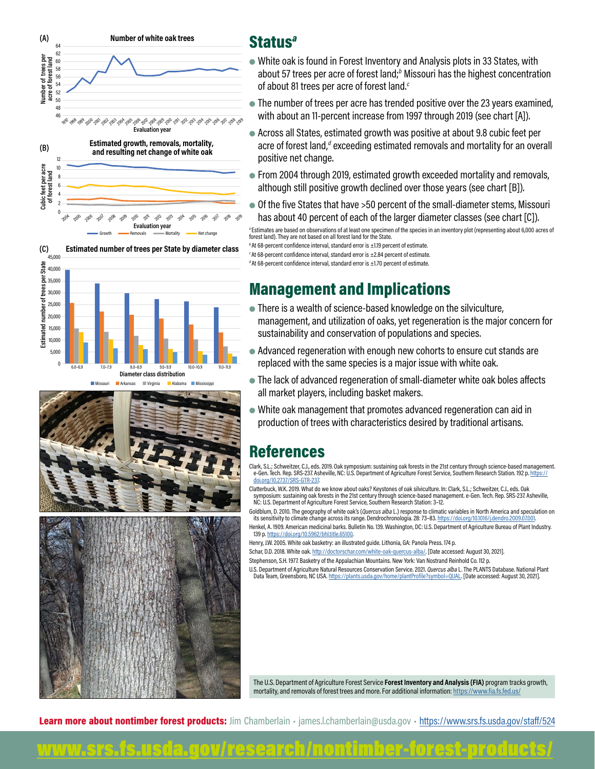(A) Number of white oak trees

Number of trees per acre of forest land

64, 62, 60, 58, 56, 54, 52, 50, 48, 46

1997, 1998, 1999, 2000, 2001, 2002, 2003, 2004, 2005, 2006, 2007, 2008, 2009, 2010, 2011, 2012, 2013, 2014, 2015, 2016, 2017, 2018, 2019

Evaluation year

(B) Estimated growth, removals, mortality, and resulting net change of white oak

Cubic feet per acre of forest land

12, 10, 8, 6, 4, 2, 0

2004, 2005, 2006, 2007, 2008, 2009, 2010, 2011, 2012, 2013, 2014, 2015, 2016, 2017, 2018, 2019

Evaluation year

Growth, Removals, Mortality, Net change

(C) Estimated number of trees per State by diameter class

Estimated number of trees per State

45,000, 40,000, 35,000, 30,000, 25,000, 20,000, 15,000, 10,000, 5,000, 0

6.0–6.9, 7.0–7.9, 8.0–8.9, 9.0–9.9, 10.0–10.9, 11.0–11.9

Diameter class distribution

Missouri, Arkansas, Virginia, Alabama, Mississippi

## Status[a]

- White oak is found in Forest Inventory and Analysis plots in 33 States, with about 57 trees per acre of forest land;[b] Missouri has the highest concentration of about 81 trees per acre of forest land.[c]
- The number of trees per acre has trended positive over the 23 years examined, with about an 11-percent increase from 1997 through 2019 (see chart [A]).
- Across all States, estimated growth was positive at about 9.8 cubic feet per acre of forest land,[d] exceeding estimated removals and mortality for an overall positive net change.
- From 2004 through 2019, estimated growth exceeded mortality and removals, although still positive growth declined over those years (see chart [B]).
- Of the five States that have >50 percent of the small-diameter stems, Missouri has about 40 percent of each of the larger diameter classes (see chart [C]).

[a] Estimates are based on observations of at least one specimen of the species in an inventory plot (representing about 6,000 acres of forest land). They are not based on all forest land for the State.

[b] At 68-percent confidence interval, standard error is ±1.19 percent of estimate.

[c] At 68-percent confidence interval, standard error is ±2.84 percent of estimate.

[d] At 68-percent confidence interval, standard error is ±1.70 percent of estimate.

## Management and Implications

- There is a wealth of science-based knowledge on the silviculture, management, and utilization of oaks, yet regeneration is the major concern for sustainability and conservation of populations and species.
- Advanced regeneration with enough new cohorts to ensure cut stands are replaced with the same species is a major issue with white oak.
- The lack of advanced regeneration of small-diameter white oak boles affects all market players, including basket makers.
- White oak management that promotes advanced regeneration can aid in production of trees with characteristics desired by traditional artisans.

## References

Clark, S.L.; Schweitzer, C.J., eds. 2019. Oak symposium: sustaining oak forests in the 21st century through science-based management. e-Gen. Tech. Rep. SRS-237. Asheville, NC: U.S. Department of Agriculture Forest Service, Southern Research Station. 192 p. https://doi.org/10.2737/SRS-GTR-237.

Clatterbuck, W.K. 2019. What do we know about oaks? Keystones of oak silviculture. In: Clark, S.L.; Schweitzer, C.J., eds. Oak symposium: sustaining oak forests in the 21st century through science-based management. e-Gen. Tech. Rep. SRS-237. Asheville, NC: U.S. Department of Agriculture Forest Service, Southern Research Station: 3–12.

Goldblum, D. 2010. The geography of white oak's (*Quercus alba* L.) response to climatic variables in North America and speculation on its sensitivity to climate change across its range. Dendrochronologia. 28: 73–83. https://doi.org/10.1016/j.dendro.2009.07.001.

Henkel, A. 1909. American medicinal barks. Bulletin No. 139. Washington, DC: U.S. Department of Agriculture Bureau of Plant Industry. 139 p. https://doi.org/10.5962/bhl.title.65100.

Henry, J.W. 2005. White oak basketry: an illustrated guide. Lithonia, GA: Panola Press. 174 p.

Schar, D.D. 2018. White oak. http://doctorschar.com/white-oak-quercus-alba/. [Date accessed: August 30, 2021].

Stephenson, S.H. 1977. Basketry of the Appalachian Mountains. New York: Van Nostrand Reinhold Co. 112 p.

U.S. Department of Agriculture Natural Resources Conservation Service. 2021. *Quercus alba* L. The PLANTS Database. National Plant Data Team, Greensboro, NC USA. https://plants.usda.gov/home/plantProfile?symbol=QUAL. [Date accessed: August 30, 2021].

The U.S. Department of Agriculture Forest Service **Forest Inventory and Analysis (FIA)** program tracks growth, mortality, and removals of forest trees and more. For additional information: https://www.fia.fs.fed.us/

**Learn more about nontimber forest products:** Jim Chamberlain • james.l.chamberlain@usda.gov • https://www.srs.fs.usda.gov/staff/524

www.srs.fs.usda.gov/research/nontimber-forest-products/